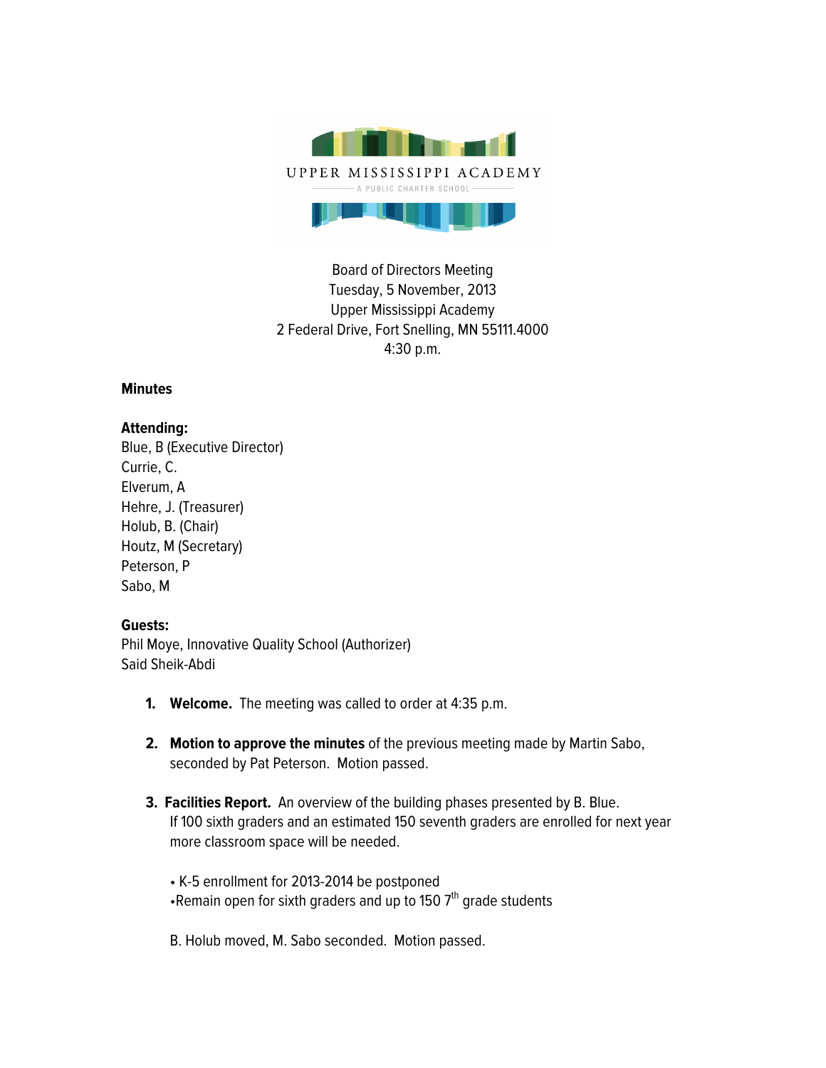UPPER MISSISSIPPI ACADEMY

A PUBLIC CHARTER SCHOOL

Board of Directors Meeting
Tuesday, 5 November, 2013
Upper Mississippi Academy
2 Federal Drive, Fort Snelling, MN 55111.4000
4:30 p.m.

**Minutes**

**Attending:**
Blue, B (Executive Director)
Currie, C.
Elverum, A
Hehre, J. (Treasurer)
Holub, B. (Chair)
Houtz, M (Secretary)
Peterson, P
Sabo, M

**Guests:**
Phil Moye, Innovative Quality School (Authorizer)
Said Sheik-Abdi

1. **Welcome.** The meeting was called to order at 4:35 p.m.

2. **Motion to approve the minutes** of the previous meeting made by Martin Sabo, seconded by Pat Peterson. Motion passed.

3. **Facilities Report.** An overview of the building phases presented by B. Blue. If 100 sixth graders and an estimated 150 seventh graders are enrolled for next year more classroom space will be needed.

   - K-5 enrollment for 2013-2014 be postponed
   - Remain open for sixth graders and up to 150 7th grade students

   B. Holub moved, M. Sabo seconded. Motion passed.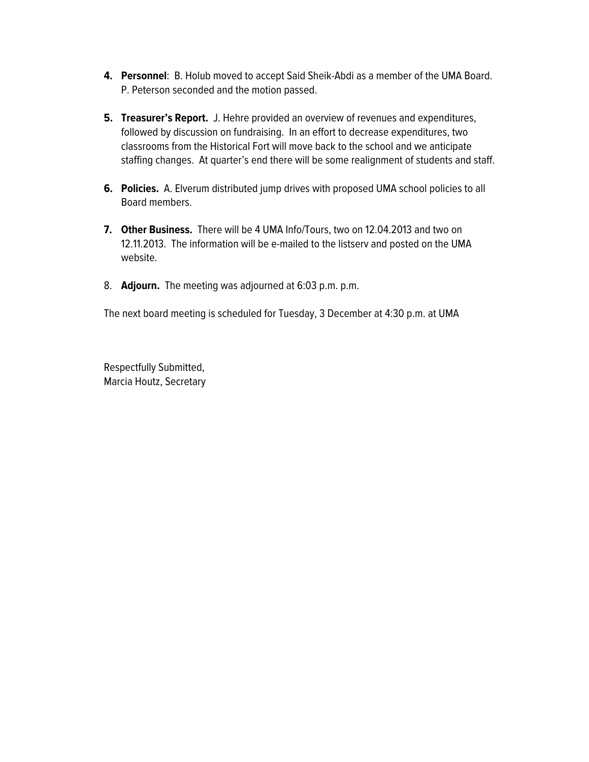4. **Personnel**: B. Holub moved to accept Said Sheik-Abdi as a member of the UMA Board. P. Peterson seconded and the motion passed.

5. **Treasurer's Report.** J. Hehre provided an overview of revenues and expenditures, followed by discussion on fundraising. In an effort to decrease expenditures, two classrooms from the Historical Fort will move back to the school and we anticipate staffing changes. At quarter's end there will be some realignment of students and staff.

6. **Policies.** A. Elverum distributed jump drives with proposed UMA school policies to all Board members.

7. **Other Business.** There will be 4 UMA Info/Tours, two on 12.04.2013 and two on 12.11.2013. The information will be e-mailed to the listserv and posted on the UMA website.

8. **Adjourn.** The meeting was adjourned at 6:03 p.m. p.m.

The next board meeting is scheduled for Tuesday, 3 December at 4:30 p.m. at UMA

Respectfully Submitted,
Marcia Houtz, Secretary